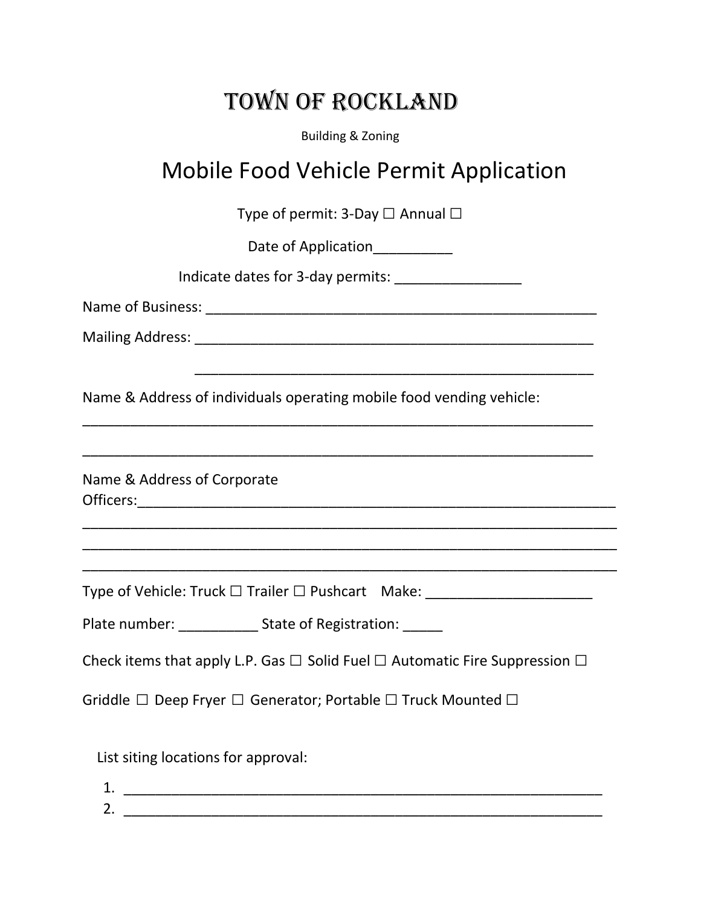# TOWN OF ROCKLAND

Building & Zoning

## Mobile Food Vehicle Permit Application

Type of permit: 3-Day ☐ Annual ☐

Date of Application__________

Indicate dates for 3-day permits: ________________

Name of Business: _____________________________________________________

Mailing Address: _____________________________________________________

_____________________________________________________

Name & Address of individuals operating mobile food vending vehicle:

______________________________________________________________________

______________________________________________________________________

Name & Address of Corporate Officers:_____________________________________________________________

_________________________________________________________________________

_________________________________________________________________________

_________________________________________________________________________

Type of Vehicle: Truck ☐ Trailer ☐ Pushcart Make: _____________________

Plate number: __________ State of Registration: _____

Check items that apply L.P. Gas ☐ Solid Fuel ☐ Automatic Fire Suppression ☐

Griddle ☐ Deep Fryer ☐ Generator; Portable ☐ Truck Mounted ☐

List siting locations for approval:

1. _____________________________________________________________
2. _____________________________________________________________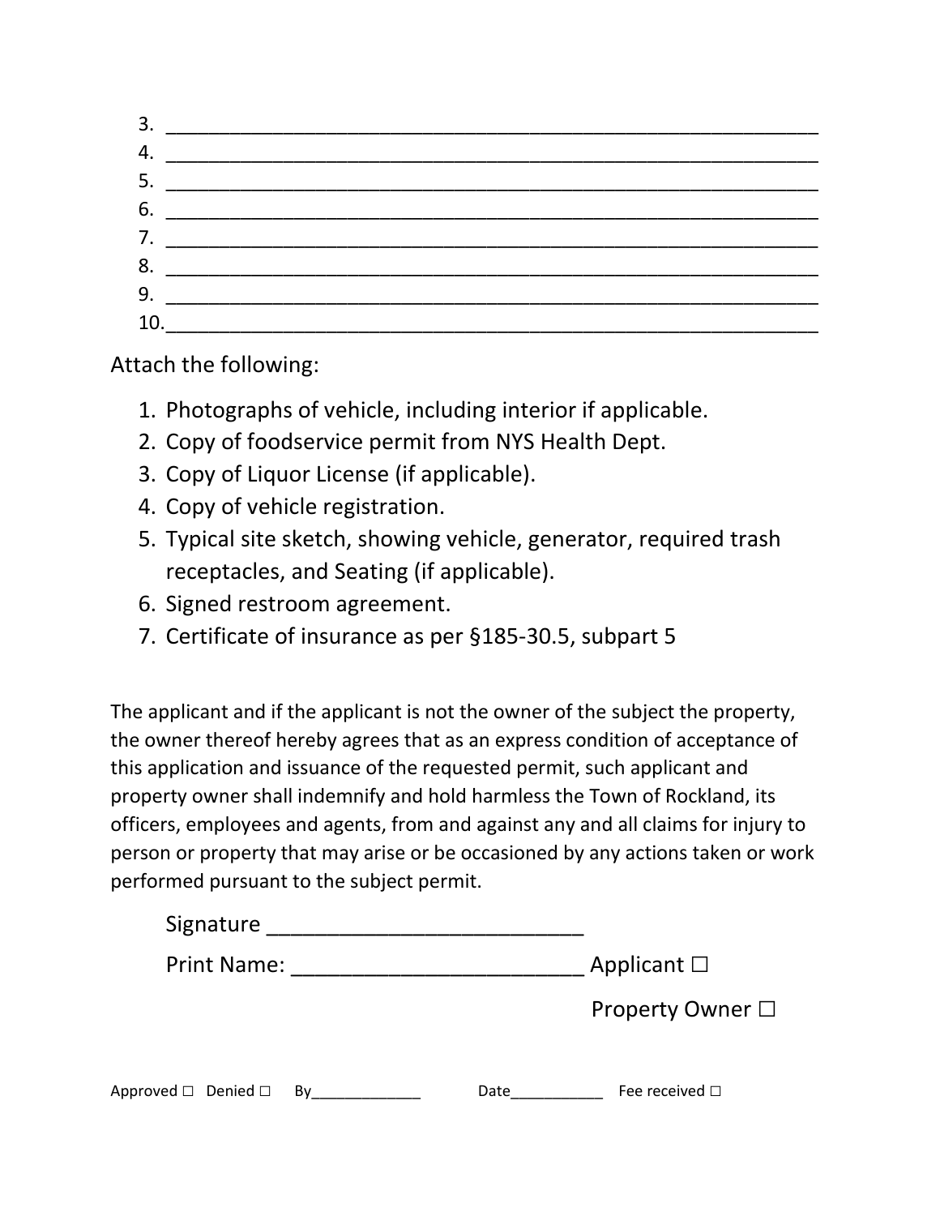3. ____________________________________________________________
4. ____________________________________________________________
5. ____________________________________________________________
6. ____________________________________________________________
7. ____________________________________________________________
8. ____________________________________________________________
9. ____________________________________________________________
10. ____________________________________________________________

Attach the following:

1. Photographs of vehicle, including interior if applicable.
2. Copy of foodservice permit from NYS Health Dept.
3. Copy of Liquor License (if applicable).
4. Copy of vehicle registration.
5. Typical site sketch, showing vehicle, generator, required trash receptacles, and Seating (if applicable).
6. Signed restroom agreement.
7. Certificate of insurance as per §185-30.5, subpart 5

The applicant and if the applicant is not the owner of the subject the property, the owner thereof hereby agrees that as an express condition of acceptance of this application and issuance of the requested permit, such applicant and property owner shall indemnify and hold harmless the Town of Rockland, its officers, employees and agents, from and against any and all claims for injury to person or property that may arise or be occasioned by any actions taken or work performed pursuant to the subject permit.

Signature __________________________

Print Name: ________________________ Applicant ☐

Property Owner ☐

Approved ☐ Denied ☐ By_____________ Date___________ Fee received ☐